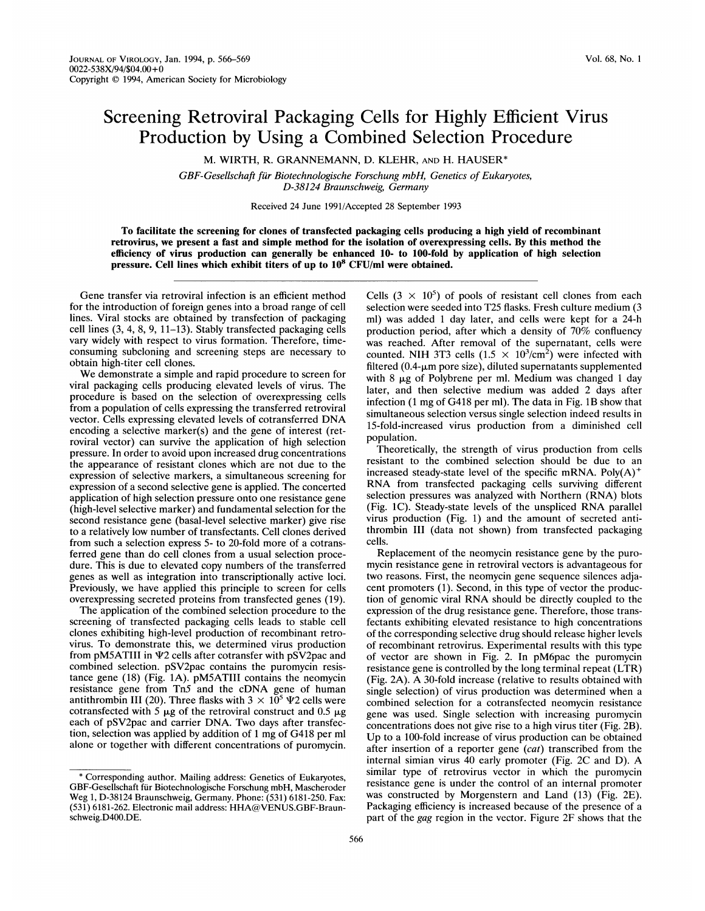# Screening Retroviral Packaging Cells for Highly Efficient Virus Production by Using a Combined Selection Procedure

M. WIRTH, R. GRANNEMANN, D. KLEHR, AND H. HAUSER*

*GBF-Gesellschaft für Biotechnologische Forschung mbH, Genetics of Eukaryotes, D-38124 Braunschweig, Germany*

Received 24 June 1991/Accepted 28 September 1993

**To facilitate the screening for clones of transfected packaging cells producing a high yield of recombinant retrovirus, we present a fast and simple method for the isolation of overexpressing cells. By this method the efficiency of virus production can generally be enhanced 10- to 100-fold by application of high selection pressure. Cell lines which exhibit titers of up to $10^8$ CFU/ml were obtained.**

Gene transfer via retroviral infection is an efficient method for the introduction of foreign genes into a broad range of cell lines. Viral stocks are obtained by transfection of packaging cell lines (3, 4, 8, 9, 11–13). Stably transfected packaging cells vary widely with respect to virus formation. Therefore, time-consuming subcloning and screening steps are necessary to obtain high-titer cell clones.

We demonstrate a simple and rapid procedure to screen for viral packaging cells producing elevated levels of virus. The procedure is based on the selection of overexpressing cells from a population of cells expressing the transferred retroviral vector. Cells expressing elevated levels of cotransferred DNA encoding a selective marker(s) and the gene of interest (retroviral vector) can survive the application of high selection pressure. In order to avoid upon increased drug concentrations the appearance of resistant clones which are not due to the expression of selective markers, a simultaneous screening for expression of a second selective gene is applied. The concerted application of high selection pressure onto one resistance gene (high-level selective marker) and fundamental selection for the second resistance gene (basal-level selective marker) give rise to a relatively low number of transfectants. Cell clones derived from such a selection express 5- to 20-fold more of a cotransferred gene than do cell clones from a usual selection procedure. This is due to elevated copy numbers of the transferred genes as well as integration into transcriptionally active loci. Previously, we have applied this principle to screen for cells overexpressing secreted proteins from transfected genes (19).

The application of the combined selection procedure to the screening of transfected packaging cells leads to stable cell clones exhibiting high-level production of recombinant retrovirus. To demonstrate this, we determined virus production from pM5ATIII in Ψ2 cells after cotransfer with pSV2pac and combined selection. pSV2pac contains the puromycin resistance gene (18) (Fig. 1A). pM5ATIII contains the neomycin resistance gene from Tn5 and the cDNA gene of human antithrombin III (20). Three flasks with $3 \times 10^5$ Ψ2 cells were cotransfected with 5 μg of the retroviral construct and 0.5 μg each of pSV2pac and carrier DNA. Two days after transfection, selection was applied by addition of 1 mg of G418 per ml alone or together with different concentrations of puromycin. Cells ($3 \times 10^5$) of pools of resistant cell clones from each selection were seeded into T25 flasks. Fresh culture medium (3 ml) was added 1 day later, and cells were kept for a 24-h production period, after which a density of 70% confluency was reached. After removal of the supernatant, cells were counted. NIH 3T3 cells ($1.5 \times 10^3$/cm$^2$) were infected with filtered (0.4-μm pore size), diluted supernatants supplemented with 8 μg of Polybrene per ml. Medium was changed 1 day later, and then selective medium was added 2 days after infection (1 mg of G418 per ml). The data in Fig. 1B show that simultaneous selection versus single selection indeed results in 15-fold-increased virus production from a diminished cell population.

Theoretically, the strength of virus production from cells resistant to the combined selection should be due to an increased steady-state level of the specific mRNA. Poly(A)$^+$ RNA from transfected packaging cells surviving different selection pressures was analyzed with Northern (RNA) blots (Fig. 1C). Steady-state levels of the unspliced RNA parallel virus production (Fig. 1) and the amount of secreted antithrombin III (data not shown) from transfected packaging cells.

Replacement of the neomycin resistance gene by the puromycin resistance gene in retroviral vectors is advantageous for two reasons. First, the neomycin gene sequence silences adjacent promoters (1). Second, in this type of vector the production of genomic viral RNA should be directly coupled to the expression of the drug resistance gene. Therefore, those transfectants exhibiting elevated resistance to high concentrations of the corresponding selective drug should release higher levels of recombinant retrovirus. Experimental results with this type of vector are shown in Fig. 2. In pM6pac the puromycin resistance gene is controlled by the long terminal repeat (LTR) (Fig. 2A). A 30-fold increase (relative to results obtained with single selection) of virus production was determined when a combined selection for a cotransfected neomycin resistance gene was used. Single selection with increasing puromycin concentrations does not give rise to a high virus titer (Fig. 2B). Up to a 100-fold increase of virus production can be obtained after insertion of a reporter gene (*cat*) transcribed from the internal simian virus 40 early promoter (Fig. 2C and D). A similar type of retrovirus vector in which the puromycin resistance gene is under the control of an internal promoter was constructed by Morgenstern and Land (13) (Fig. 2E). Packaging efficiency is increased because of the presence of a part of the *gag* region in the vector. Figure 2F shows that the

---

* Corresponding author. Mailing address: Genetics of Eukaryotes, GBF-Gesellschaft für Biotechnologische Forschung mbH, Mascheroder Weg 1, D-38124 Braunschweig, Germany. Phone: (531) 6181-250. Fax: (531) 6181-262. Electronic mail address: HHA@VENUS.GBF-Braunschweig.D400.DE.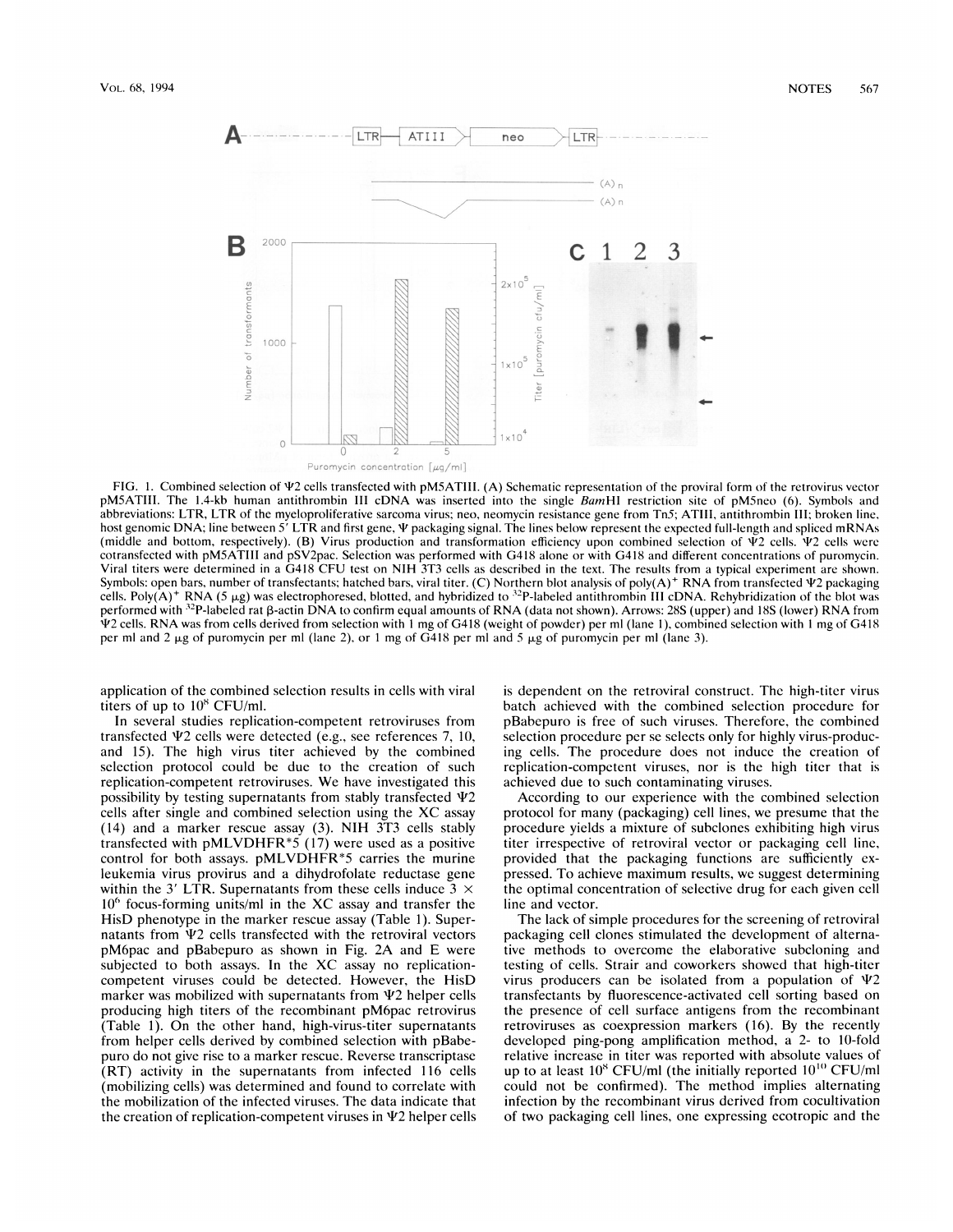FIG. 1. Combined selection of Ψ2 cells transfected with pM5ATIII. (A) Schematic representation of the proviral form of the retrovirus vector pM5ATIII. The 1.4-kb human antithrombin III cDNA was inserted into the single *Bam*HI restriction site of pM5neo (6). Symbols and abbreviations: LTR, LTR of the myeloproliferative sarcoma virus; neo, neomycin resistance gene from Tn*5*; ATIII, antithrombin III; broken line, host genomic DNA; line between 5′ LTR and first gene, Ψ packaging signal. The lines below represent the expected full-length and spliced mRNAs (middle and bottom, respectively). (B) Virus production and transformation efficiency upon combined selection of Ψ2 cells. Ψ2 cells were cotransfected with pM5ATIII and pSV2pac. Selection was performed with G418 alone or with G418 and different concentrations of puromycin. Viral titers were determined in a G418 CFU test on NIH 3T3 cells as described in the text. The results from a typical experiment are shown. Symbols: open bars, number of transfectants; hatched bars, viral titer. (C) Northern blot analysis of poly(A)$^+$ RNA from transfected Ψ2 packaging cells. Poly(A)$^+$ RNA (5 μg) was electrophoresed, blotted, and hybridized to $^{32}$P-labeled antithrombin III cDNA. Rehybridization of the blot was performed with $^{32}$P-labeled rat β-actin DNA to confirm equal amounts of RNA (data not shown). Arrows: 28S (upper) and 18S (lower) RNA from Ψ2 cells. RNA was from cells derived from selection with 1 mg of G418 (weight of powder) per ml (lane 1), combined selection with 1 mg of G418 per ml and 2 μg of puromycin per ml (lane 2), or 1 mg of G418 per ml and 5 μg of puromycin per ml (lane 3).

application of the combined selection results in cells with viral titers of up to $10^8$ CFU/ml.

In several studies replication-competent retroviruses from transfected Ψ2 cells were detected (e.g., see references 7, 10, and 15). The high virus titer achieved by the combined selection protocol could be due to the creation of such replication-competent retroviruses. We have investigated this possibility by testing supernatants from stably transfected Ψ2 cells after single and combined selection using the XC assay (14) and a marker rescue assay (3). NIH 3T3 cells stably transfected with pMLVDHFR*5 (17) were used as a positive control for both assays. pMLVDHFR*5 carries the murine leukemia virus provirus and a dihydrofolate reductase gene within the 3′ LTR. Supernatants from these cells induce $3 \times 10^6$ focus-forming units/ml in the XC assay and transfer the HisD phenotype in the marker rescue assay (Table 1). Supernatants from Ψ2 cells transfected with the retroviral vectors pM6pac and pBabepuro as shown in Fig. 2A and E were subjected to both assays. In the XC assay no replication-competent viruses could be detected. However, the HisD marker was mobilized with supernatants from Ψ2 helper cells producing high titers of the recombinant pM6pac retrovirus (Table 1). On the other hand, high-virus-titer supernatants from helper cells derived by combined selection with pBabepuro do not give rise to a marker rescue. Reverse transcriptase (RT) activity in the supernatants from infected 116 cells (mobilizing cells) was determined and found to correlate with the mobilization of the infected viruses. The data indicate that the creation of replication-competent viruses in Ψ2 helper cells is dependent on the retroviral construct. The high-titer virus batch achieved with the combined selection procedure for pBabepuro is free of such viruses. Therefore, the combined selection procedure per se selects only for highly virus-producing cells. The procedure does not induce the creation of replication-competent viruses, nor is the high titer that is achieved due to such contaminating viruses.

According to our experience with the combined selection protocol for many (packaging) cell lines, we presume that the procedure yields a mixture of subclones exhibiting high virus titer irrespective of retroviral vector or packaging cell line, provided that the packaging functions are sufficiently expressed. To achieve maximum results, we suggest determining the optimal concentration of selective drug for each given cell line and vector.

The lack of simple procedures for the screening of retroviral packaging cell clones stimulated the development of alternative methods to overcome the elaborative subcloning and testing of cells. Strair and coworkers showed that high-titer virus producers can be isolated from a population of Ψ2 transfectants by fluorescence-activated cell sorting based on the presence of cell surface antigens from the recombinant retroviruses as coexpression markers (16). By the recently developed ping-pong amplification method, a 2- to 10-fold relative increase in titer was reported with absolute values of up to at least $10^8$ CFU/ml (the initially reported $10^{10}$ CFU/ml could not be confirmed). The method implies alternating infection by the recombinant virus derived from cocultivation of two packaging cell lines, one expressing ecotropic and the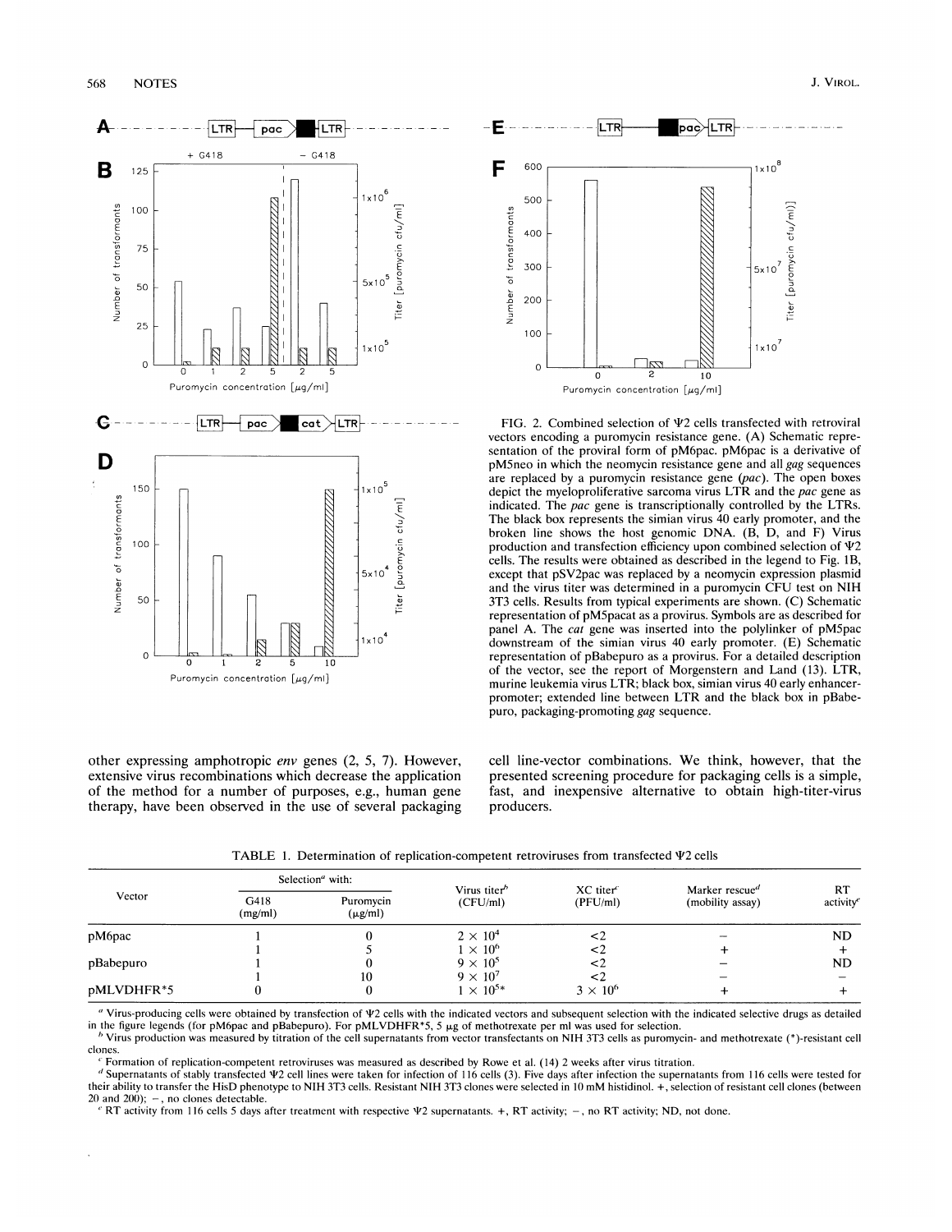FIG. 2. Combined selection of Ψ2 cells transfected with retroviral vectors encoding a puromycin resistance gene. (A) Schematic representation of the proviral form of pM6pac. pM6pac is a derivative of pM5neo in which the neomycin resistance gene and all *gag* sequences are replaced by a puromycin resistance gene (*pac*). The open boxes depict the myeloproliferative sarcoma virus LTR and the *pac* gene as indicated. The *pac* gene is transcriptionally controlled by the LTRs. The black box represents the simian virus 40 early promoter, and the broken line shows the host genomic DNA. (B, D, and F) Virus production and transfection efficiency upon combined selection of Ψ2 cells. The results were obtained as described in the legend to Fig. 1B, except that pSV2pac was replaced by a neomycin expression plasmid and the virus titer was determined in a puromycin CFU test on NIH 3T3 cells. Results from typical experiments are shown. (C) Schematic representation of pM5pacat as a provirus. Symbols are as described for panel A. The *cat* gene was inserted into the polylinker of pM5pac downstream of the simian virus 40 early promoter. (E) Schematic representation of pBabepuro as a provirus. For a detailed description of the vector, see the report of Morgenstern and Land (13). LTR, murine leukemia virus LTR; black box, simian virus 40 early enhancer-promoter; extended line between LTR and the black box in pBabepuro, packaging-promoting *gag* sequence.

other expressing amphotropic *env* genes (2, 5, 7). However, extensive virus recombinations which decrease the application of the method for a number of purposes, e.g., human gene therapy, have been observed in the use of several packaging cell line-vector combinations. We think, however, that the presented screening procedure for packaging cells is a simple, fast, and inexpensive alternative to obtain high-titer-virus producers.

TABLE 1. Determination of replication-competent retroviruses from transfected Ψ2 cells

| Vector | Selection[a] with: | | Virus titer[b] (CFU/ml) | XC titer[c] (PFU/ml) | Marker rescue[d] (mobility assay) | RT activity[e] |
|---|---|---|---|---|---|---|
| | G418 (mg/ml) | Puromycin (μg/ml) | | | | |
| pM6pac | 1 | 0 | $2 \times 10^4$ | <2 | – | ND |
| | 1 | 5 | $1 \times 10^6$ | <2 | + | + |
| pBabepuro | 1 | 0 | $9 \times 10^5$ | <2 | – | ND |
| | 1 | 10 | $9 \times 10^7$ | <2 | – | – |
| pMLVDHFR*5 | 0 | 0 | $1 \times 10^5$* | $3 \times 10^6$ | + | + |

[a] Virus-producing cells were obtained by transfection of Ψ2 cells with the indicated vectors and subsequent selection with the indicated selective drugs as detailed in the figure legends (for pM6pac and pBabepuro). For pMLVDHFR*5, 5 μg of methotrexate per ml was used for selection.

[b] Virus production was measured by titration of the cell supernatants from vector transfectants on NIH 3T3 cells as puromycin- and methotrexate (*)-resistant cell clones.

[c] Formation of replication-competent retroviruses was measured as described by Rowe et al. (14) 2 weeks after virus titration.

[d] Supernatants of stably transfected Ψ2 cell lines were taken for infection of 116 cells (3). Five days after infection the supernatants from 116 cells were tested for their ability to transfer the HisD phenotype to NIH 3T3 cells. Resistant NIH 3T3 clones were selected in 10 mM histidinol. +, selection of resistant cell clones (between 20 and 200); –, no clones detectable.

[e] RT activity from 116 cells 5 days after treatment with respective Ψ2 supernatants. +, RT activity; –, no RT activity; ND, not done.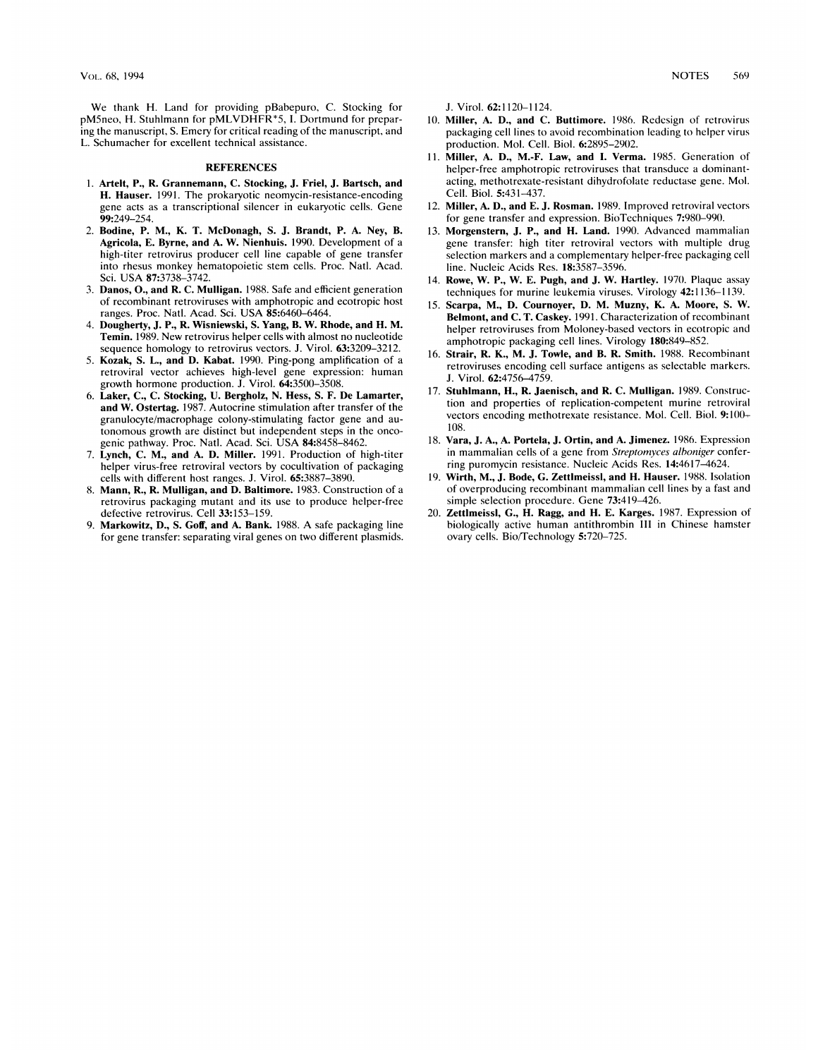We thank H. Land for providing pBabepuro, C. Stocking for pM5neo, H. Stuhlmann for pMLVDHFR*5, I. Dortmund for preparing the manuscript, S. Emery for critical reading of the manuscript, and L. Schumacher for excellent technical assistance.

## REFERENCES

1. **Artelt, P., R. Grannemann, C. Stocking, J. Friel, J. Bartsch, and H. Hauser.** 1991. The prokaryotic neomycin-resistance-encoding gene acts as a transcriptional silencer in eukaryotic cells. Gene **99:**249–254.
2. **Bodine, P. M., K. T. McDonagh, S. J. Brandt, P. A. Ney, B. Agricola, E. Byrne, and A. W. Nienhuis.** 1990. Development of a high-titer retrovirus producer cell line capable of gene transfer into rhesus monkey hematopoietic stem cells. Proc. Natl. Acad. Sci. USA **87:**3738–3742.
3. **Danos, O., and R. C. Mulligan.** 1988. Safe and efficient generation of recombinant retroviruses with amphotropic and ecotropic host ranges. Proc. Natl. Acad. Sci. USA **85:**6460–6464.
4. **Dougherty, J. P., R. Wisniewski, S. Yang, B. W. Rhode, and H. M. Temin.** 1989. New retrovirus helper cells with almost no nucleotide sequence homology to retrovirus vectors. J. Virol. **63:**3209–3212.
5. **Kozak, S. L., and D. Kabat.** 1990. Ping-pong amplification of a retroviral vector achieves high-level gene expression: human growth hormone production. J. Virol. **64:**3500–3508.
6. **Laker, C., C. Stocking, U. Bergholz, N. Hess, S. F. De Lamarter, and W. Ostertag.** 1987. Autocrine stimulation after transfer of the granulocyte/macrophage colony-stimulating factor gene and autonomous growth are distinct but independent steps in the oncogenic pathway. Proc. Natl. Acad. Sci. USA **84:**8458–8462.
7. **Lynch, C. M., and A. D. Miller.** 1991. Production of high-titer helper virus-free retroviral vectors by cocultivation of packaging cells with different host ranges. J. Virol. **65:**3887–3890.
8. **Mann, R., R. Mulligan, and D. Baltimore.** 1983. Construction of a retrovirus packaging mutant and its use to produce helper-free defective retrovirus. Cell **33:**153–159.
9. **Markowitz, D., S. Goff, and A. Bank.** 1988. A safe packaging line for gene transfer: separating viral genes on two different plasmids. J. Virol. **62:**1120–1124.
10. **Miller, A. D., and C. Buttimore.** 1986. Redesign of retrovirus packaging cell lines to avoid recombination leading to helper virus production. Mol. Cell. Biol. **6:**2895–2902.
11. **Miller, A. D., M.-F. Law, and I. Verma.** 1985. Generation of helper-free amphotropic retroviruses that transduce a dominant-acting, methotrexate-resistant dihydrofolate reductase gene. Mol. Cell. Biol. **5:**431–437.
12. **Miller, A. D., and E. J. Rosman.** 1989. Improved retroviral vectors for gene transfer and expression. BioTechniques **7:**980–990.
13. **Morgenstern, J. P., and H. Land.** 1990. Advanced mammalian gene transfer: high titer retroviral vectors with multiple drug selection markers and a complementary helper-free packaging cell line. Nucleic Acids Res. **18:**3587–3596.
14. **Rowe, W. P., W. E. Pugh, and J. W. Hartley.** 1970. Plaque assay techniques for murine leukemia viruses. Virology **42:**1136–1139.
15. **Scarpa, M., D. Cournoyer, D. M. Muzny, K. A. Moore, S. W. Belmont, and C. T. Caskey.** 1991. Characterization of recombinant helper retroviruses from Moloney-based vectors in ecotropic and amphotropic packaging cell lines. Virology **180:**849–852.
16. **Strair, R. K., M. J. Towle, and B. R. Smith.** 1988. Recombinant retroviruses encoding cell surface antigens as selectable markers. J. Virol. **62:**4756–4759.
17. **Stuhlmann, H., R. Jaenisch, and R. C. Mulligan.** 1989. Construction and properties of replication-competent murine retroviral vectors encoding methotrexate resistance. Mol. Cell. Biol. **9:**100–108.
18. **Vara, J. A., A. Portela, J. Ortin, and A. Jimenez.** 1986. Expression in mammalian cells of a gene from *Streptomyces alboniger* conferring puromycin resistance. Nucleic Acids Res. **14:**4617–4624.
19. **Wirth, M., J. Bode, G. Zettlmeissl, and H. Hauser.** 1988. Isolation of overproducing recombinant mammalian cell lines by a fast and simple selection procedure. Gene **73:**419–426.
20. **Zettlmeissl, G., H. Ragg, and H. E. Karges.** 1987. Expression of biologically active human antithrombin III in Chinese hamster ovary cells. Bio/Technology **5:**720–725.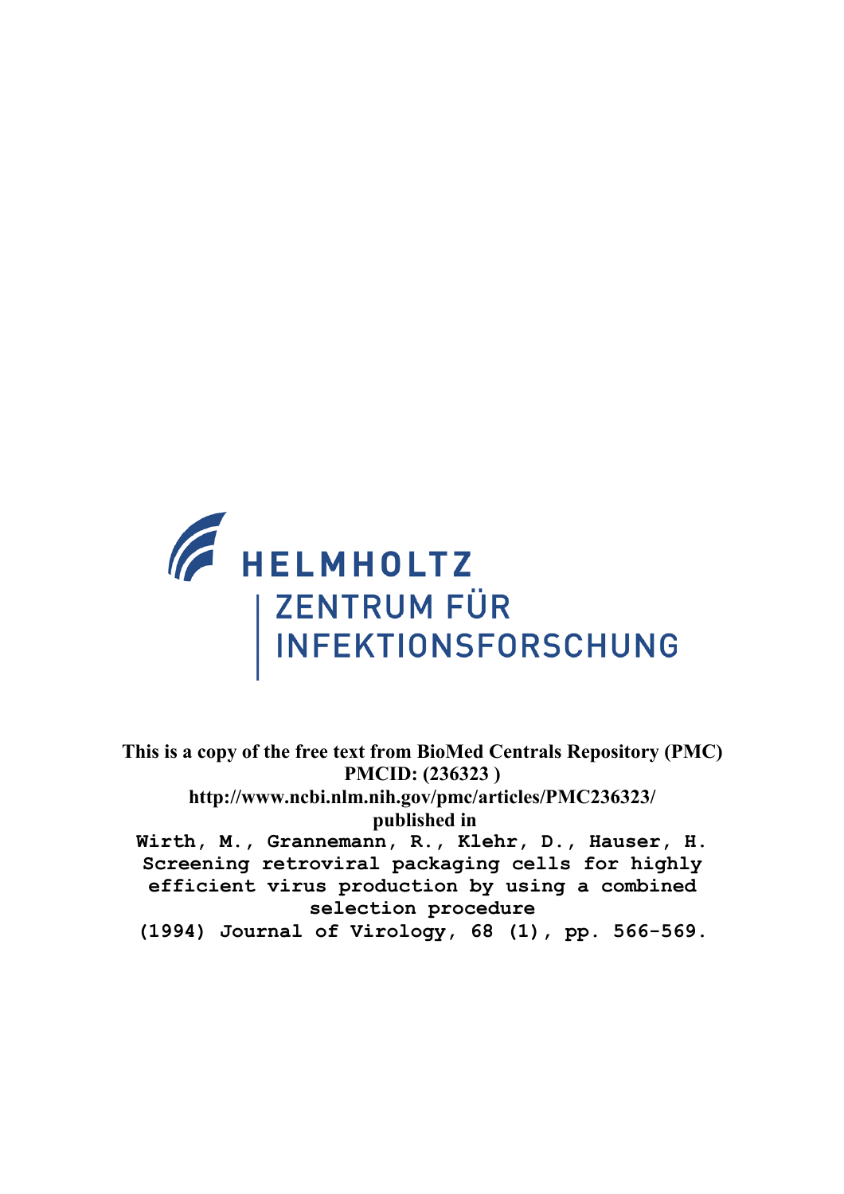HELMHOLTZ

ZENTRUM FÜR INFEKTIONSFORSCHUNG

**This is a copy of the free text from BioMed Centrals Repository (PMC)**
**PMCID: (236323 )**
**http://www.ncbi.nlm.nih.gov/pmc/articles/PMC236323/**
**published in**

Wirth, M., Grannemann, R., Klehr, D., Hauser, H.
Screening retroviral packaging cells for highly efficient virus production by using a combined selection procedure
(1994) Journal of Virology, 68 (1), pp. 566-569.